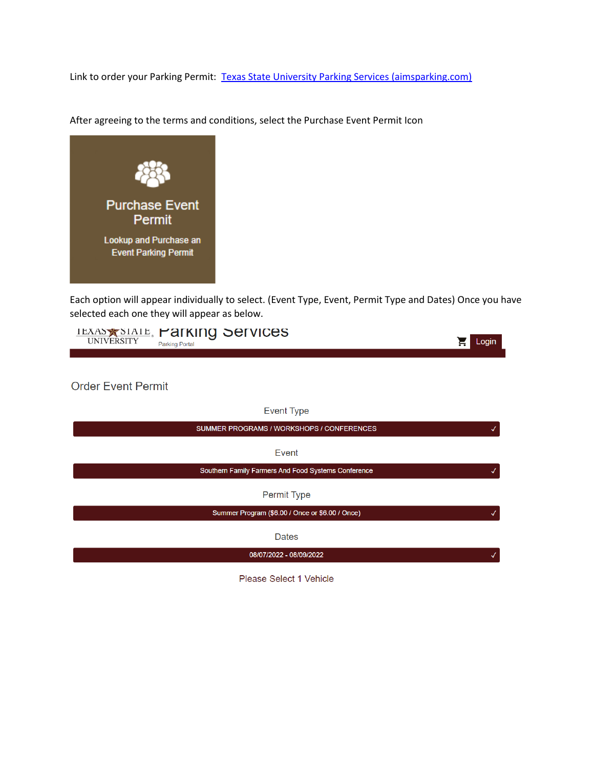Link to order your Parking Permit: [Texas State University Parking Services (aimsparking.com)]()

After agreeing to the terms and conditions, select the Purchase Event Permit Icon

Purchase Event Permit

Lookup and Purchase an Event Parking Permit

Each option will appear individually to select. (Event Type, Event, Permit Type and Dates) Once you have selected each one they will appear as below.

TEXAS STATE UNIVERSITY Parking Services

Parking Portal

Login

Order Event Permit

Event Type

SUMMER PROGRAMS / WORKSHOPS / CONFERENCES ✓

Event

Southern Family Farmers And Food Systems Conference ✓

Permit Type

Summer Program ($6.00 / Once or $6.00 / Once) ✓

Dates

08/07/2022 - 08/09/2022 ✓

Please Select 1 Vehicle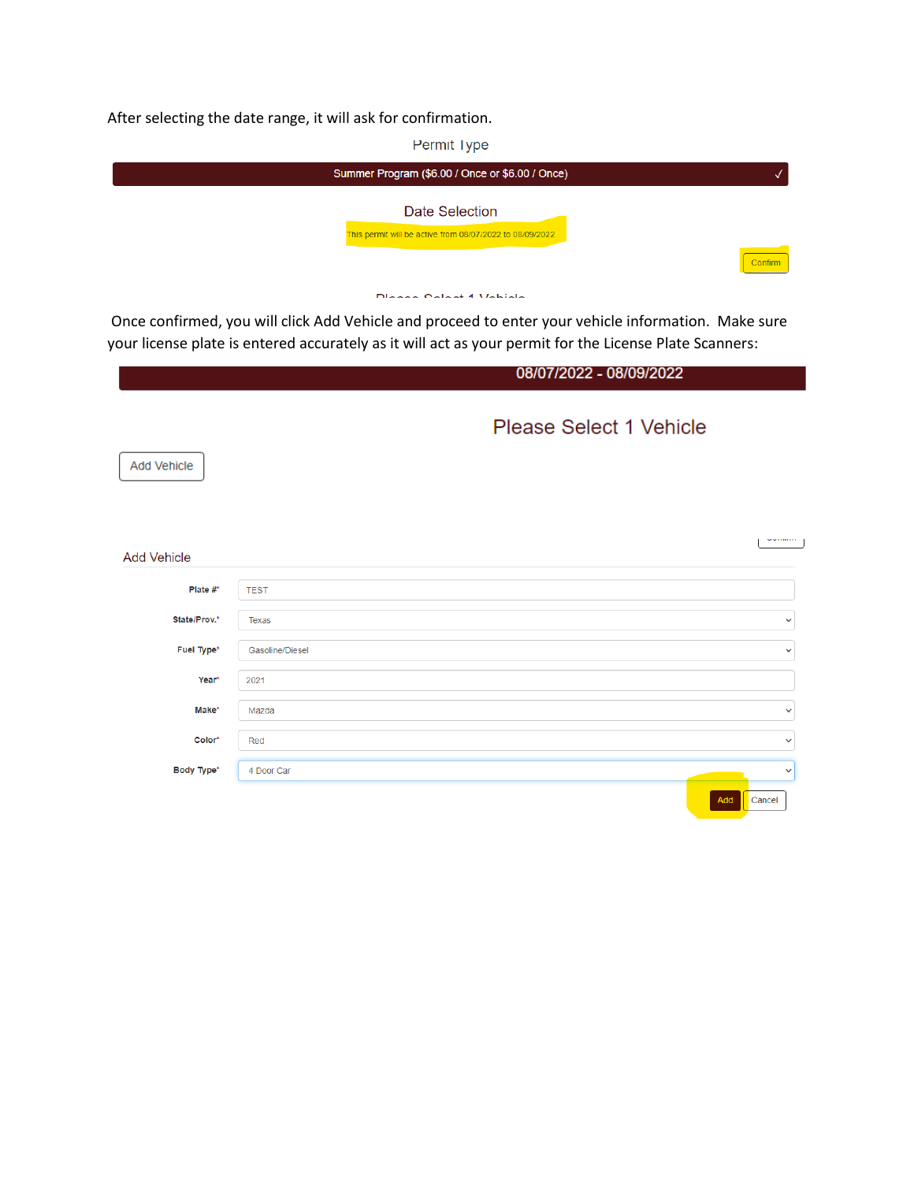After selecting the date range, it will ask for confirmation.

Permit Type

Summer Program ($6.00 / Once or $6.00 / Once) ✓

Date Selection

This permit will be active from 08/07/2022 to 08/09/2022

Confirm

Once confirmed, you will click Add Vehicle and proceed to enter your vehicle information. Make sure your license plate is entered accurately as it will act as your permit for the License Plate Scanners:

08/07/2022 - 08/09/2022

Please Select 1 Vehicle

Add Vehicle

Add Vehicle

| Field | Value |
| --- | --- |
| Plate #* | TEST |
| State/Prov.* | Texas |
| Fuel Type* | Gasoline/Diesel |
| Year* | 2021 |
| Make* | Mazda |
| Color* | Red |
| Body Type* | 4 Door Car |

Add Cancel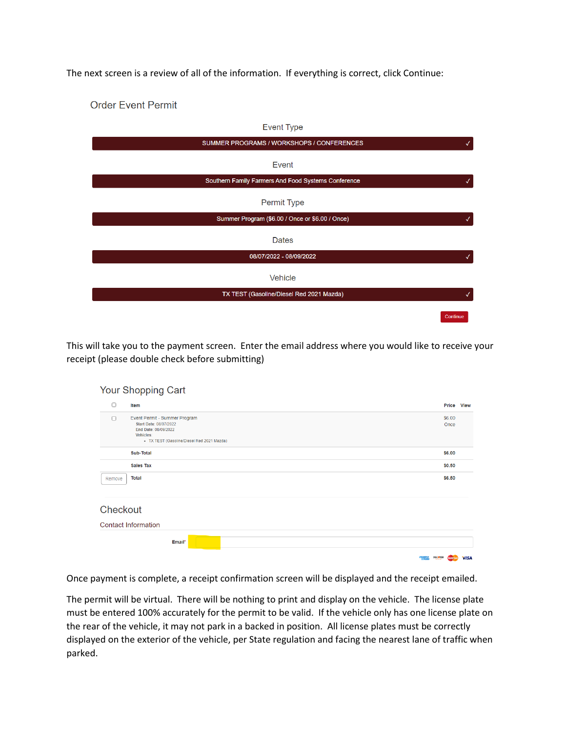The next screen is a review of all of the information. If everything is correct, click Continue:

Order Event Permit

Event Type

SUMMER PROGRAMS / WORKSHOPS / CONFERENCES ✓

Event

Southern Family Farmers And Food Systems Conference ✓

Permit Type

Summer Program ($6.00 / Once or $6.00 / Once) ✓

Dates

08/07/2022 - 08/09/2022 ✓

Vehicle

TX TEST (Gasoline/Diesel Red 2021 Mazda) ✓

Continue

This will take you to the payment screen. Enter the email address where you would like to receive your receipt (please double check before submitting)

Your Shopping Cart

| | Item | Price | View |
|---|---|---|---|
| ☐ | Event Permit - Summer Program<br>Start Date: 08/07/2022<br>End Date: 08/09/2022<br>Vehicles:<br>• TX TEST (Gasoline/Diesel Red 2021 Mazda) | $6.00<br>Once | |
| | Sub-Total | $6.00 | |
| | Sales Tax | $0.50 | |
| Remove | Total | $6.50 | |

Checkout

Contact Information

Email*

Once payment is complete, a receipt confirmation screen will be displayed and the receipt emailed.

The permit will be virtual. There will be nothing to print and display on the vehicle. The license plate must be entered 100% accurately for the permit to be valid. If the vehicle only has one license plate on the rear of the vehicle, it may not park in a backed in position. All license plates must be correctly displayed on the exterior of the vehicle, per State regulation and facing the nearest lane of traffic when parked.